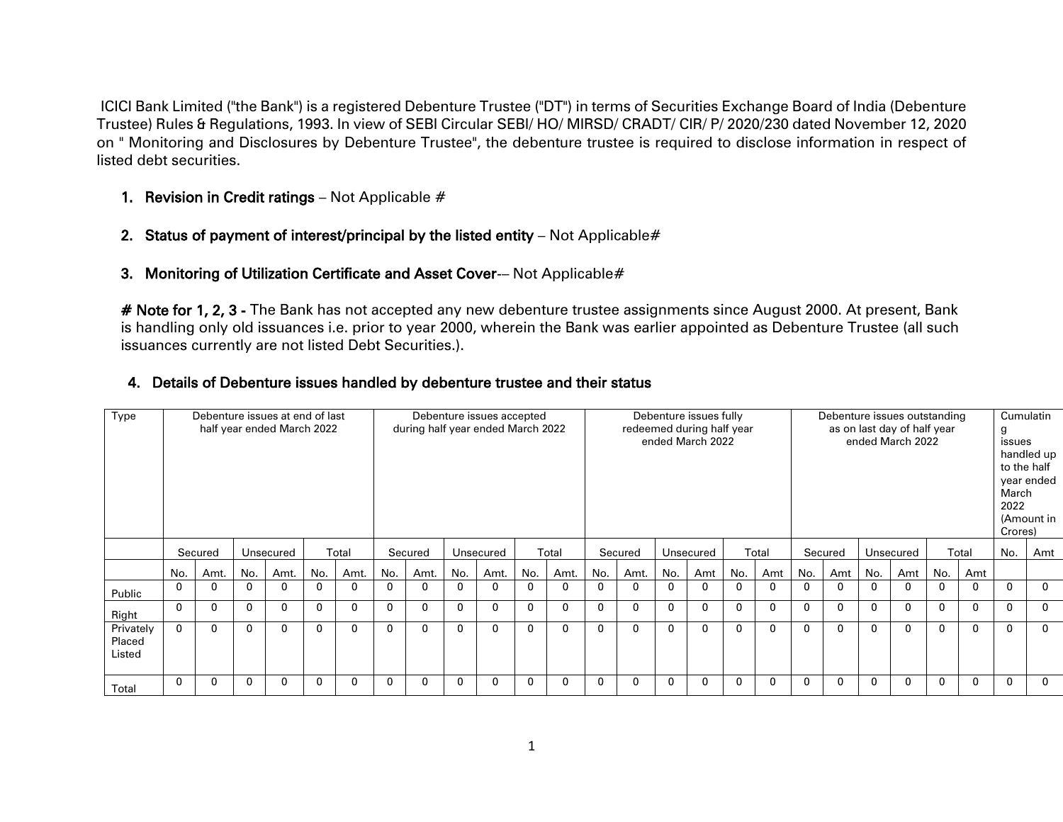ICICI Bank Limited ("the Bank") is a registered Debenture Trustee ("DT") in terms of Securities Exchange Board of India (Debenture Trustee) Rules & Regulations, 1993. In view of SEBI Circular SEBI/ HO/ MIRSD/ CRADT/ CIR/ P/ 2020/230 dated November 12, 2020 on " Monitoring and Disclosures by Debenture Trustee", the debenture trustee is required to disclose information in respect of listed debt securities.

1. **Revision in Credit ratings** – Not Applicable #

2. **Status of payment of interest/principal by the listed entity** – Not Applicable#

3. **Monitoring of Utilization Certificate and Asset Cover**-– Not Applicable#

**# Note for 1, 2, 3 -** The Bank has not accepted any new debenture trustee assignments since August 2000. At present, Bank is handling only old issuances i.e. prior to year 2000, wherein the Bank was earlier appointed as Debenture Trustee (all such issuances currently are not listed Debt Securities.).

4. **Details of Debenture issues handled by debenture trustee and their status**

| Type | Debenture issues at end of last half year ended March 2022 | | | | | | Debenture issues accepted during half year ended March 2022 | | | | | | Debenture issues fully redeemed during half year ended March 2022 | | | | | | Debenture issues outstanding as on last day of half year ended March 2022 | | | | | | Cumulating issues handled up to the half year ended March 2022 (Amount in Crores) | |
|---|---|---|---|---|---|---|---|---|---|---|---|---|---|---|---|---|---|---|---|---|---|---|---|---|---|---|
| | Secured | | Unsecured | | Total | | Secured | | Unsecured | | Total | | Secured | | Unsecured | | Total | | Secured | | Unsecured | | Total | | No. | Amt |
| | No. | Amt. | No. | Amt. | No. | Amt. | No. | Amt. | No. | Amt. | No. | Amt. | No. | Amt. | No. | Amt | No. | Amt | No. | Amt | No. | Amt | No. | Amt | | |
| Public | 0 | 0 | 0 | 0 | 0 | 0 | 0 | 0 | 0 | 0 | 0 | 0 | 0 | 0 | 0 | 0 | 0 | 0 | 0 | 0 | 0 | 0 | 0 | 0 | 0 | 0 |
| Right | 0 | 0 | 0 | 0 | 0 | 0 | 0 | 0 | 0 | 0 | 0 | 0 | 0 | 0 | 0 | 0 | 0 | 0 | 0 | 0 | 0 | 0 | 0 | 0 | 0 | 0 |
| Privately Placed Listed | 0 | 0 | 0 | 0 | 0 | 0 | 0 | 0 | 0 | 0 | 0 | 0 | 0 | 0 | 0 | 0 | 0 | 0 | 0 | 0 | 0 | 0 | 0 | 0 | 0 | 0 |
| Total | 0 | 0 | 0 | 0 | 0 | 0 | 0 | 0 | 0 | 0 | 0 | 0 | 0 | 0 | 0 | 0 | 0 | 0 | 0 | 0 | 0 | 0 | 0 | 0 | 0 | 0 |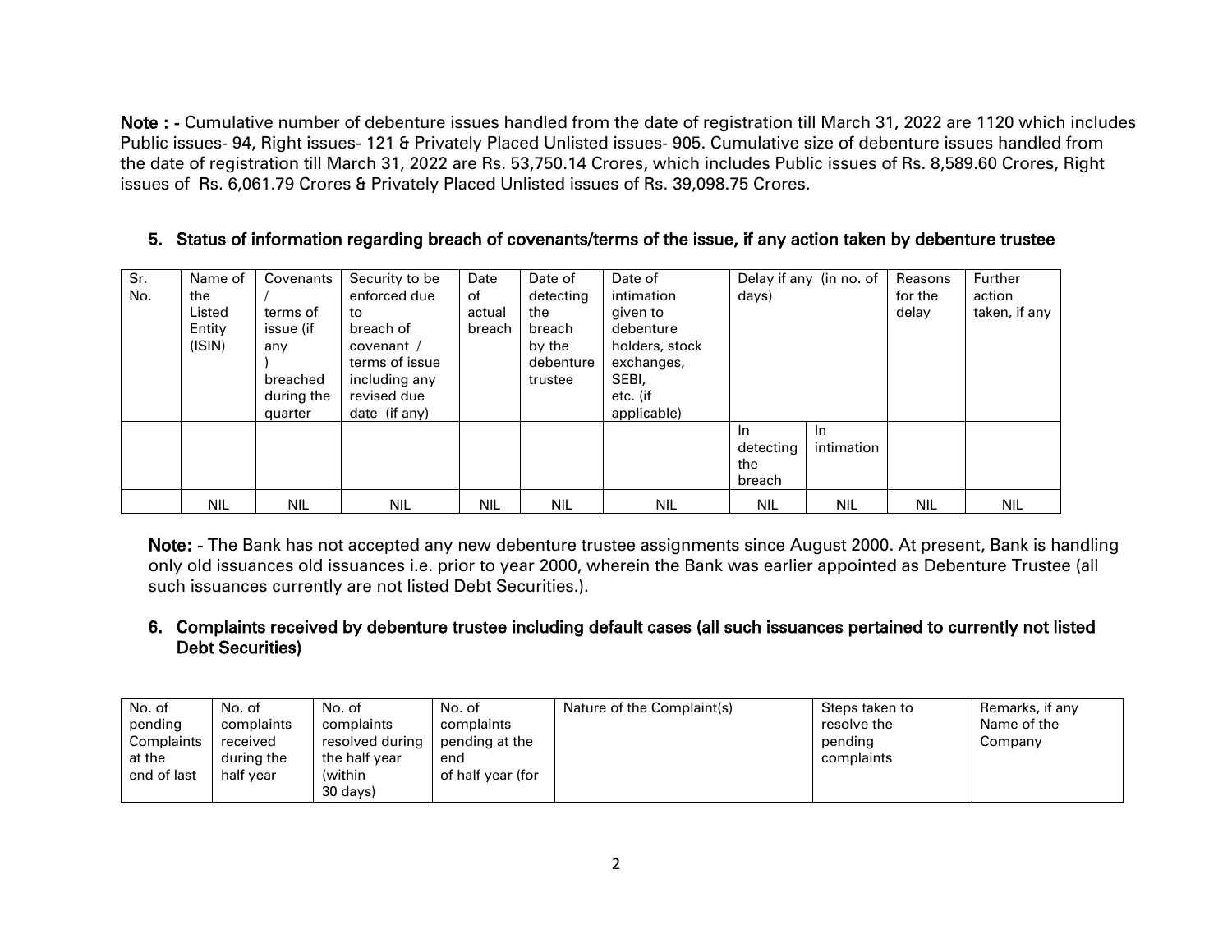**Note : -** Cumulative number of debenture issues handled from the date of registration till March 31, 2022 are 1120 which includes Public issues- 94, Right issues- 121 & Privately Placed Unlisted issues- 905. Cumulative size of debenture issues handled from the date of registration till March 31, 2022 are Rs. 53,750.14 Crores, which includes Public issues of Rs. 8,589.60 Crores, Right issues of Rs. 6,061.79 Crores & Privately Placed Unlisted issues of Rs. 39,098.75 Crores.

## 5. Status of information regarding breach of covenants/terms of the issue, if any action taken by debenture trustee

| Sr. No. | Name of the Listed Entity (ISIN) | Covenants / terms of issue (if any ) breached during the quarter | Security to be enforced due to breach of covenant / terms of issue including any revised due date (if any) | Date of actual breach | Date of detecting the breach by the debenture trustee | Date of intimation given to debenture holders, stock exchanges, SEBI, etc. (if applicable) | Delay if any (in no. of days) | | Reasons for the delay | Further action taken, if any |
|---|---|---|---|---|---|---|---|---|---|---|
| | | | | | | | In detecting the breach | In intimation | | |
| | NIL | NIL | NIL | NIL | NIL | NIL | NIL | NIL | NIL | NIL |

**Note: -** The Bank has not accepted any new debenture trustee assignments since August 2000. At present, Bank is handling only old issuances old issuances i.e. prior to year 2000, wherein the Bank was earlier appointed as Debenture Trustee (all such issuances currently are not listed Debt Securities.).

## 6. Complaints received by debenture trustee including default cases (all such issuances pertained to currently not listed Debt Securities)

| No. of pending Complaints at the end of last | No. of complaints received during the half year | No. of complaints resolved during the half year (within 30 days) | No. of complaints pending at the end of half year (for | Nature of the Complaint(s) | Steps taken to resolve the pending complaints | Remarks, if any Name of the Company |
|---|---|---|---|---|---|---|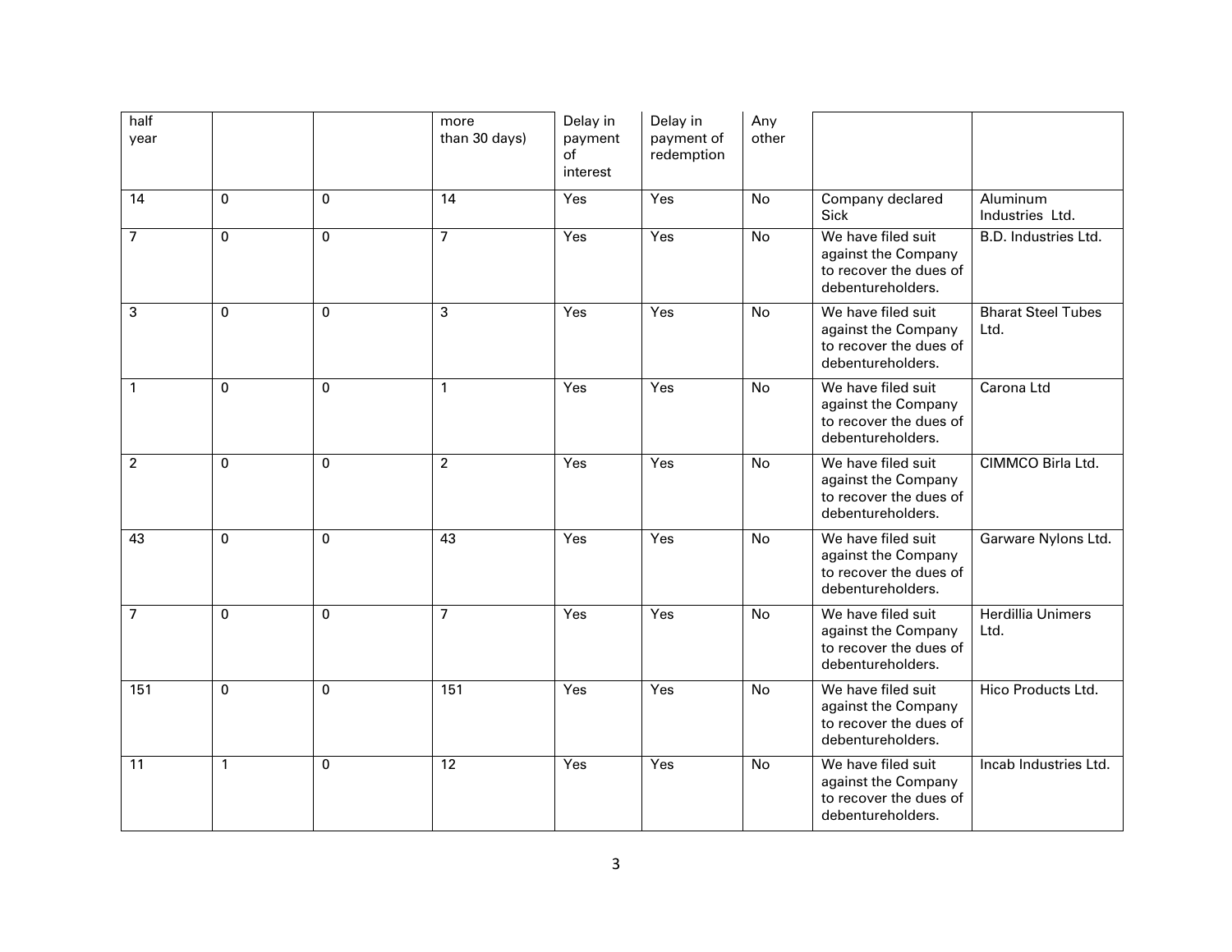| half year | | | more than 30 days) | Delay in payment of interest | Delay in payment of redemption | Any other | | |
|---|---|---|---|---|---|---|---|---|
| 14 | 0 | 0 | 14 | Yes | Yes | No | Company declared Sick | Aluminum Industries Ltd. |
| 7 | 0 | 0 | 7 | Yes | Yes | No | We have filed suit against the Company to recover the dues of debentureholders. | B.D. Industries Ltd. |
| 3 | 0 | 0 | 3 | Yes | Yes | No | We have filed suit against the Company to recover the dues of debentureholders. | Bharat Steel Tubes Ltd. |
| 1 | 0 | 0 | 1 | Yes | Yes | No | We have filed suit against the Company to recover the dues of debentureholders. | Carona Ltd |
| 2 | 0 | 0 | 2 | Yes | Yes | No | We have filed suit against the Company to recover the dues of debentureholders. | CIMMCO Birla Ltd. |
| 43 | 0 | 0 | 43 | Yes | Yes | No | We have filed suit against the Company to recover the dues of debentureholders. | Garware Nylons Ltd. |
| 7 | 0 | 0 | 7 | Yes | Yes | No | We have filed suit against the Company to recover the dues of debentureholders. | Herdillia Unimers Ltd. |
| 151 | 0 | 0 | 151 | Yes | Yes | No | We have filed suit against the Company to recover the dues of debentureholders. | Hico Products Ltd. |
| 11 | 1 | 0 | 12 | Yes | Yes | No | We have filed suit against the Company to recover the dues of debentureholders. | Incab Industries Ltd. |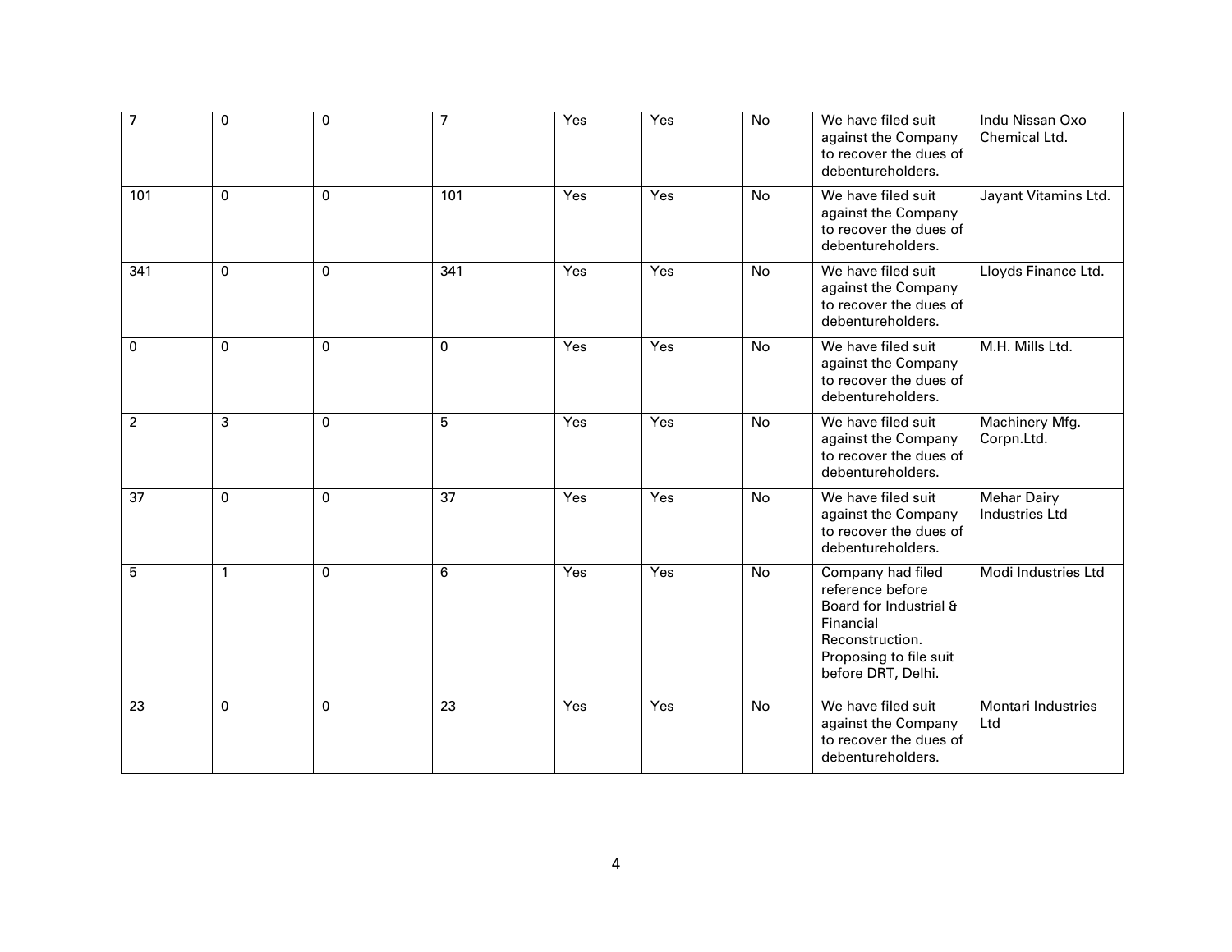| | | | | | | | | |
|---|---|---|---|---|---|---|---|---|
| 7 | 0 | 0 | 7 | Yes | Yes | No | We have filed suit against the Company to recover the dues of debentureholders. | Indu Nissan Oxo Chemical Ltd. |
| 101 | 0 | 0 | 101 | Yes | Yes | No | We have filed suit against the Company to recover the dues of debentureholders. | Jayant Vitamins Ltd. |
| 341 | 0 | 0 | 341 | Yes | Yes | No | We have filed suit against the Company to recover the dues of debentureholders. | Lloyds Finance Ltd. |
| 0 | 0 | 0 | 0 | Yes | Yes | No | We have filed suit against the Company to recover the dues of debentureholders. | M.H. Mills Ltd. |
| 2 | 3 | 0 | 5 | Yes | Yes | No | We have filed suit against the Company to recover the dues of debentureholders. | Machinery Mfg. Corpn.Ltd. |
| 37 | 0 | 0 | 37 | Yes | Yes | No | We have filed suit against the Company to recover the dues of debentureholders. | Mehar Dairy Industries Ltd |
| 5 | 1 | 0 | 6 | Yes | Yes | No | Company had filed reference before Board for Industrial & Financial Reconstruction. Proposing to file suit before DRT, Delhi. | Modi Industries Ltd |
| 23 | 0 | 0 | 23 | Yes | Yes | No | We have filed suit against the Company to recover the dues of debentureholders. | Montari Industries Ltd |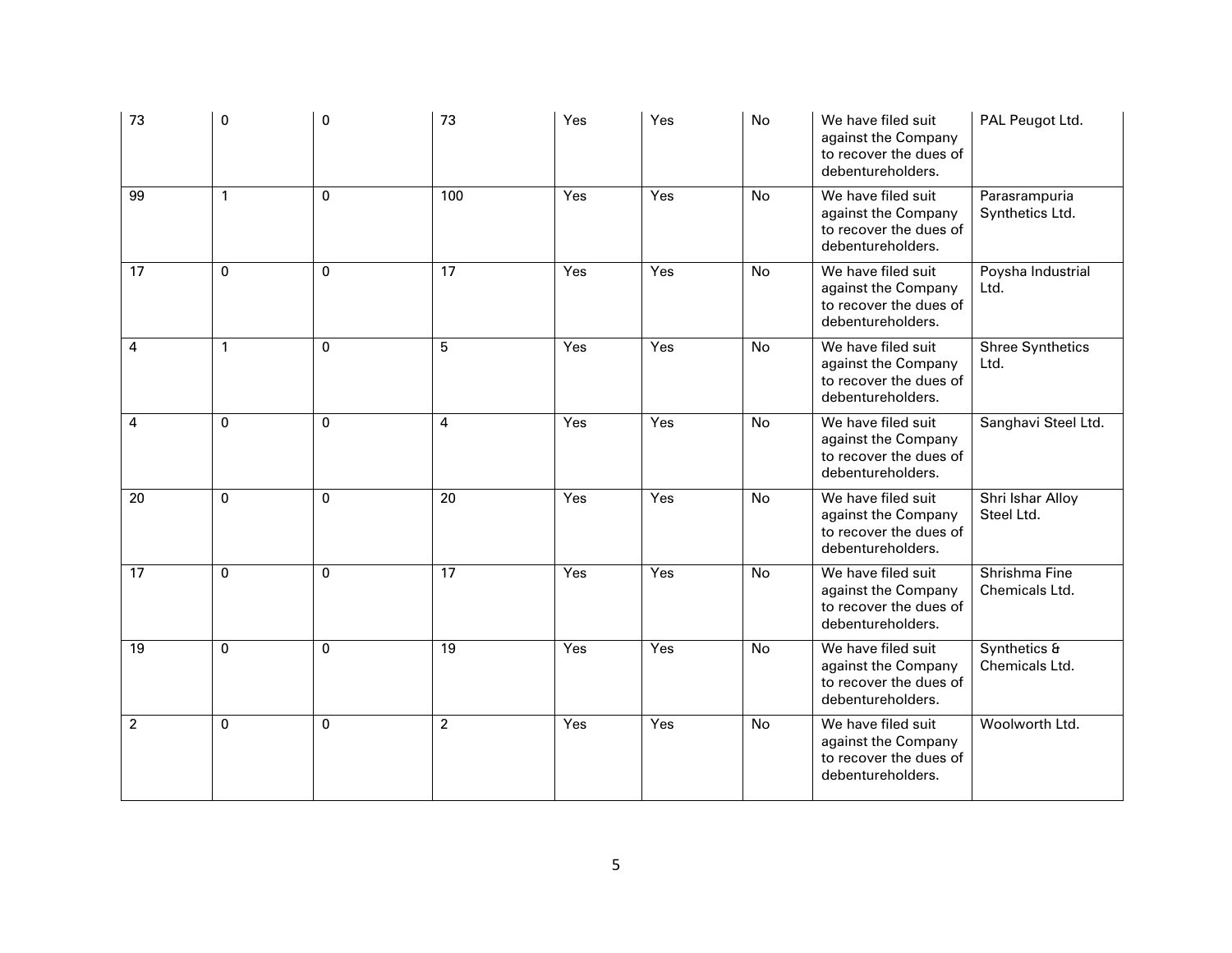| | | | | | | | | |
|---|---|---|---|---|---|---|---|---|
| 73 | 0 | 0 | 73 | Yes | Yes | No | We have filed suit against the Company to recover the dues of debentureholders. | PAL Peugot Ltd. |
| 99 | 1 | 0 | 100 | Yes | Yes | No | We have filed suit against the Company to recover the dues of debentureholders. | Parasrampuria Synthetics Ltd. |
| 17 | 0 | 0 | 17 | Yes | Yes | No | We have filed suit against the Company to recover the dues of debentureholders. | Poysha Industrial Ltd. |
| 4 | 1 | 0 | 5 | Yes | Yes | No | We have filed suit against the Company to recover the dues of debentureholders. | Shree Synthetics Ltd. |
| 4 | 0 | 0 | 4 | Yes | Yes | No | We have filed suit against the Company to recover the dues of debentureholders. | Sanghavi Steel Ltd. |
| 20 | 0 | 0 | 20 | Yes | Yes | No | We have filed suit against the Company to recover the dues of debentureholders. | Shri Ishar Alloy Steel Ltd. |
| 17 | 0 | 0 | 17 | Yes | Yes | No | We have filed suit against the Company to recover the dues of debentureholders. | Shrishma Fine Chemicals Ltd. |
| 19 | 0 | 0 | 19 | Yes | Yes | No | We have filed suit against the Company to recover the dues of debentureholders. | Synthetics & Chemicals Ltd. |
| 2 | 0 | 0 | 2 | Yes | Yes | No | We have filed suit against the Company to recover the dues of debentureholders. | Woolworth Ltd. |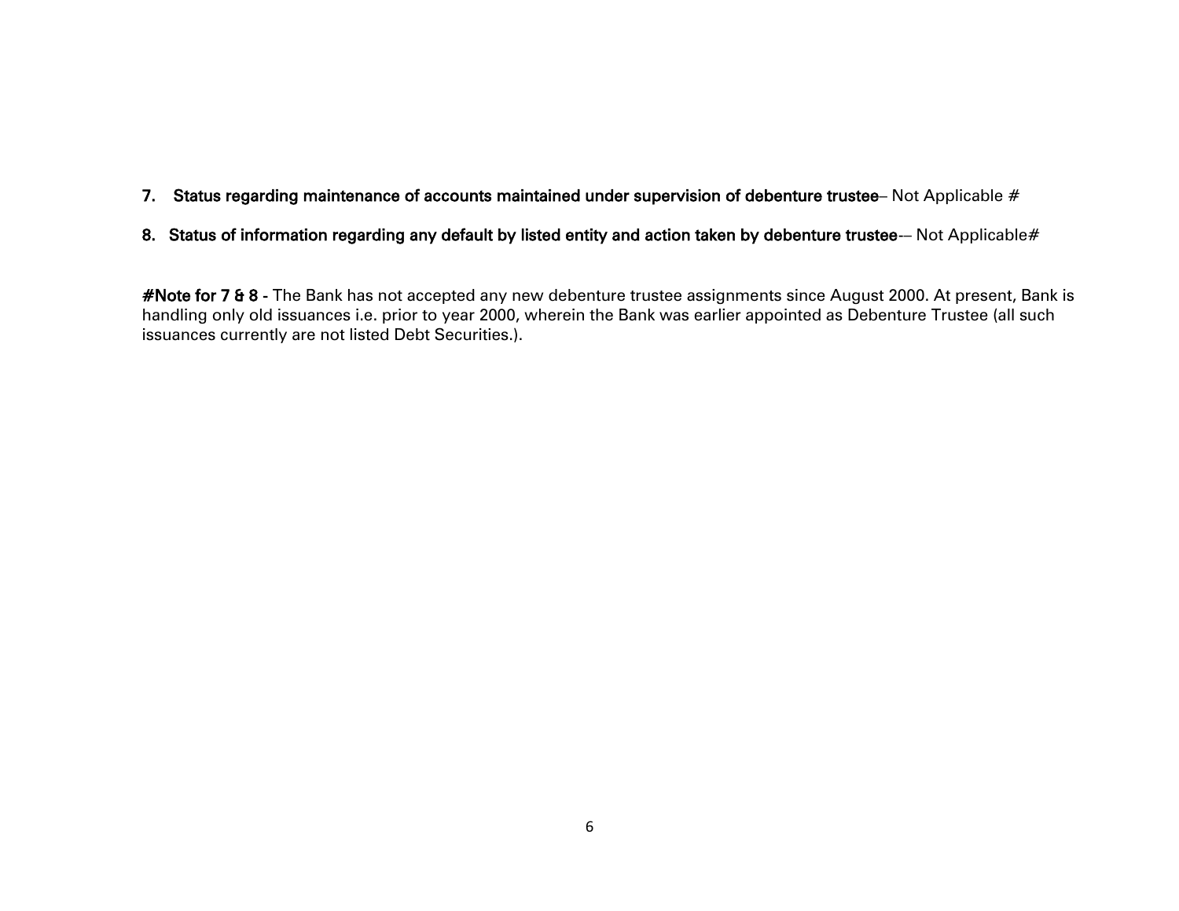7. **Status regarding maintenance of accounts maintained under supervision of debenture trustee**– Not Applicable #

8. **Status of information regarding any default by listed entity and action taken by debenture trustee**-– Not Applicable#

**#Note for 7 & 8 -** The Bank has not accepted any new debenture trustee assignments since August 2000. At present, Bank is handling only old issuances i.e. prior to year 2000, wherein the Bank was earlier appointed as Debenture Trustee (all such issuances currently are not listed Debt Securities.).